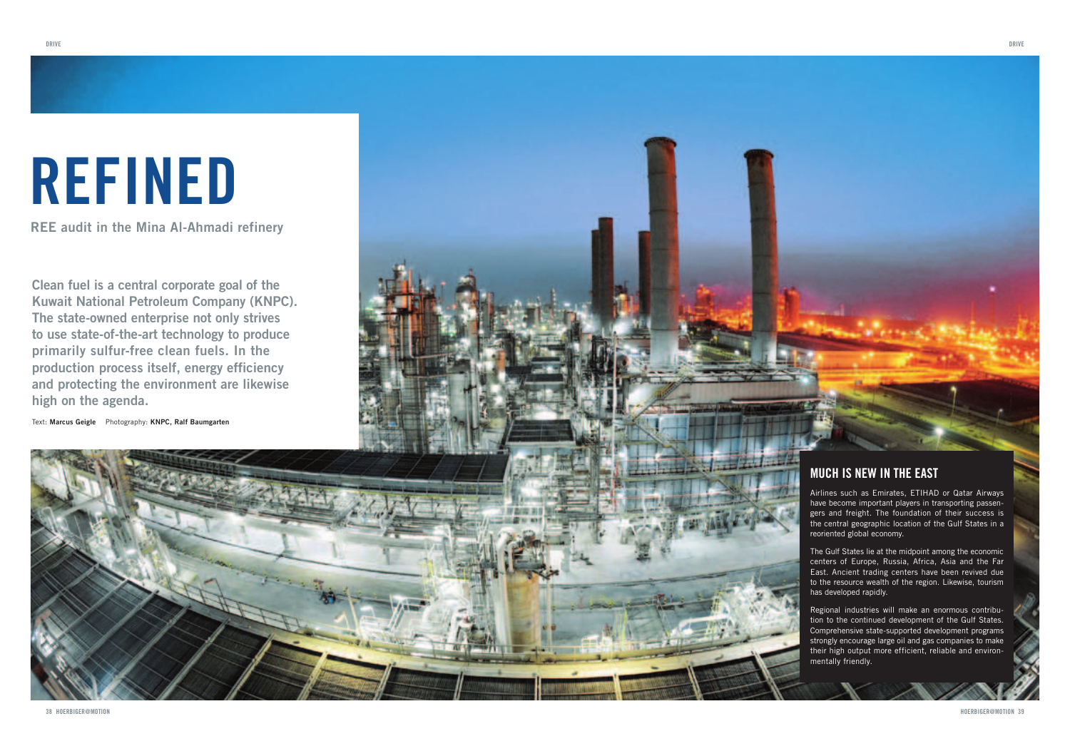# REFINED

## REE audit in the Mina Al-Ahmadi refinery

**Clean fuel is a central corporate goal of the Kuwait National Petroleum Company (KNPC). The state-owned enterprise not only strives to use state-of-the-art technology to produce primarily sulfur-free clean fuels. In the production process itself, energy efficiency and protecting the environment are likewise high on the agenda.**

Text: **Marcus Geigle** Photography: **KNPC, Ralf Baumgarten**

### MUCH IS NEW IN THE EAST

Airlines such as Emirates, ETIHAD or Qatar Airways have become important players in transporting passengers and freight. The foundation of their success is the central geographic location of the Gulf States in a reoriented global economy.

The Gulf States lie at the midpoint among the economic centers of Europe, Russia, Africa, Asia and the Far East. Ancient trading centers have been revived due to the resource wealth of the region. Likewise, tourism has developed rapidly.

Regional industries will make an enormous contribution to the continued development of the Gulf States. Comprehensive state-supported development programs strongly encourage large oil and gas companies to make their high output more efficient, reliable and environmentally friendly.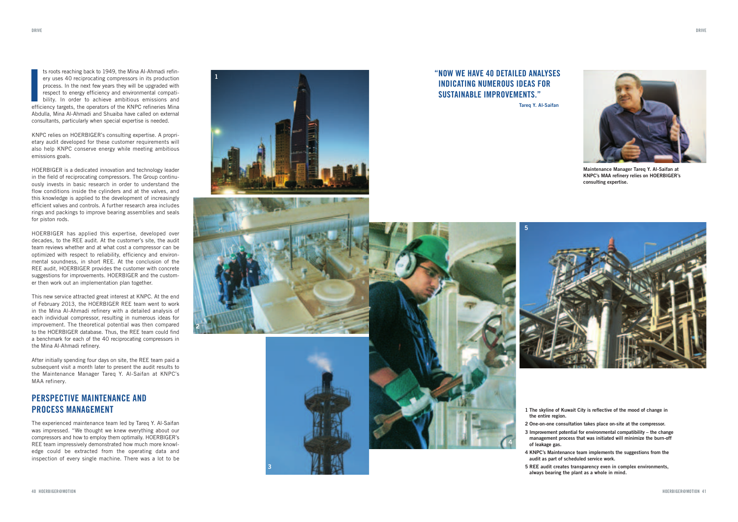Its roots reaching back to 1949, the Mina Al-Ahmadi refinery uses 40 reciprocating compressors in its production process. In the next few years they will be upgraded with respect to energy efficiency and environmental compatibility. In order to achieve ambitious emissions and efficiency targets, the operators of the KNPC refineries Mina Abdulla, Mina Al-Ahmadi and Shuaiba have called on external consultants, particularly when special expertise is needed.

KNPC relies on HOERBIGER's consulting expertise. A proprietary audit developed for these customer requirements will also help KNPC conserve energy while meeting ambitious emissions goals.

HOERBIGER is a dedicated innovation and technology leader in the field of reciprocating compressors. The Group continuously invests in basic research in order to understand the flow conditions inside the cylinders and at the valves, and this knowledge is applied to the development of increasingly efficient valves and controls. A further research area includes rings and packings to improve bearing assemblies and seals for piston rods.

HOERBIGER has applied this expertise, developed over decades, to the REE audit. At the customer's site, the audit team reviews whether and at what cost a compressor can be optimized with respect to reliability, efficiency and environmental soundness, in short REE. At the conclusion of the REE audit, HOERBIGER provides the customer with concrete suggestions for improvements. HOERBIGER and the customer then work out an implementation plan together.

This new service attracted great interest at KNPC. At the end of February 2013, the HOERBIGER REE team went to work in the Mina Al-Ahmadi refinery with a detailed analysis of each individual compressor, resulting in numerous ideas for improvement. The theoretical potential was then compared to the HOERBIGER database. Thus, the REE team could find a benchmark for each of the 40 reciprocating compressors in the Mina Al-Ahmadi refinery.

After initially spending four days on site, the REE team paid a subsequent visit a month later to present the audit results to the Maintenance Manager Tareq Y. Al-Saifan at KNPC's MAA refinery.

## PERSPECTIVE MAINTENANCE AND PROCESS MANAGEMENT

The experienced maintenance team led by Tareq Y. Al-Saifan was impressed. "We thought we knew everything about our compressors and how to employ them optimally. HOERBIGER's REE team impressively demonstrated how much more knowledge could be extracted from the operating data and inspection of every single machine. There was a lot to be

## "NOW WE HAVE 40 DETAILED ANALYSES INDICATING NUMEROUS IDEAS FOR SUSTAINABLE IMPROVEMENTS."

**Tareq Y. Al-Saifan**

**Maintenance Manager Tareq Y. Al-Saifan at KNPC's MAA refinery relies on HOERBIGER's consulting expertise.**

**1** The skyline of Kuwait City is reflective of the mood of change in the entire region.

**2** One-on-one consultation takes place on-site at the compressor.

**3** Improvement potential for environmental compatibility – the change management process that was initiated will minimize the burn-off of leakage gas.

**4** KNPC's Maintenance team implements the suggestions from the audit as part of scheduled service work.

**5** REE audit creates transparency even in complex environments, always bearing the plant as a whole in mind.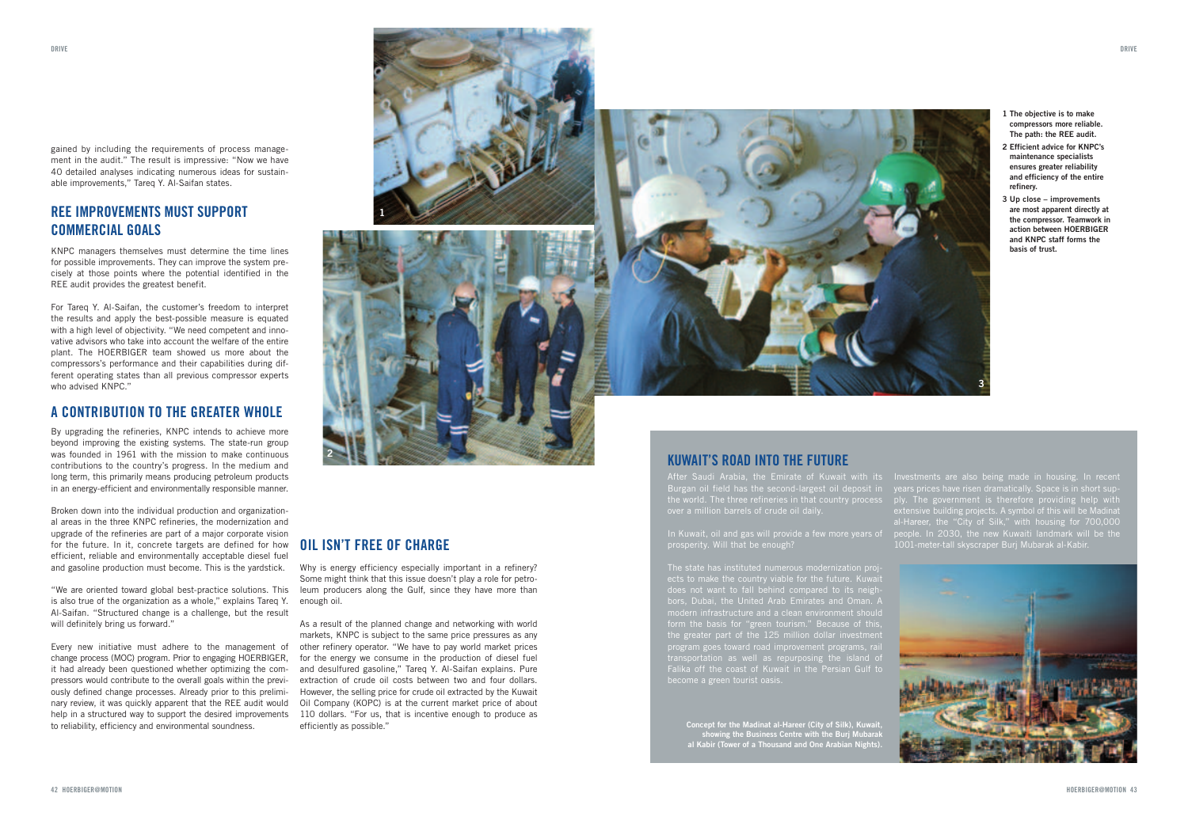gained by including the requirements of process management in the audit." The result is impressive: "Now we have 40 detailed analyses indicating numerous ideas for sustainable improvements," Tareq Y. Al-Saifan states.

## REE IMPROVEMENTS MUST SUPPORT COMMERCIAL GOALS

KNPC managers themselves must determine the time lines for possible improvements. They can improve the system precisely at those points where the potential identified in the REE audit provides the greatest benefit.

For Tareq Y. Al-Saifan, the customer's freedom to interpret the results and apply the best-possible measure is equated with a high level of objectivity. "We need competent and innovative advisors who take into account the welfare of the entire plant. The HOERBIGER team showed us more about the compressors's performance and their capabilities during different operating states than all previous compressor experts who advised KNPC."

## A CONTRIBUTION TO THE GREATER WHOLE

By upgrading the refineries, KNPC intends to achieve more beyond improving the existing systems. The state-run group was founded in 1961 with the mission to make continuous contributions to the country's progress. In the medium and long term, this primarily means producing petroleum products in an energy-efficient and environmentally responsible manner.

Broken down into the individual production and organizational areas in the three KNPC refineries, the modernization and upgrade of the refineries are part of a major corporate vision for the future. In it, concrete targets are defined for how efficient, reliable and environmentally acceptable diesel fuel and gasoline production must become. This is the yardstick.

"We are oriented toward global best-practice solutions. This is also true of the organization as a whole," explains Tareq Y. Al-Saifan. "Structured change is a challenge, but the result will definitely bring us forward."

Every new initiative must adhere to the management of change process (MOC) program. Prior to engaging HOERBIGER, it had already been questioned whether optimizing the compressors would contribute to the overall goals within the previously defined change processes. Already prior to this preliminary review, it was quickly apparent that the REE audit would help in a structured way to support the desired improvements to reliability, efficiency and environmental soundness.

## OIL ISN'T FREE OF CHARGE

Why is energy efficiency especially important in a refinery? Some might think that this issue doesn't play a role for petroleum producers along the Gulf, since they have more than enough oil.

As a result of the planned change and networking with world markets, KNPC is subject to the same price pressures as any other refinery operator. "We have to pay world market prices for the energy we consume in the production of diesel fuel and desulfured gasoline," Tareq Y. Al-Saifan explains. Pure extraction of crude oil costs between two and four dollars. However, the selling price for crude oil extracted by the Kuwait Oil Company (KOPC) is at the current market price of about 110 dollars. "For us, that is incentive enough to produce as efficiently as possible."

1 The objective is to make compressors more reliable. The path: the REE audit.

2 Efficient advice for KNPC's maintenance specialists ensures greater reliability and efficiency of the entire refinery.

3 Up close – improvements are most apparent directly at the compressor. Teamwork in action between HOERBIGER and KNPC staff forms the basis of trust.

## KUWAIT'S ROAD INTO THE FUTURE

After Saudi Arabia, the Emirate of Kuwait with its Burgan oil field has the second-largest oil deposit in the world. The three refineries in that country process over a million barrels of crude oil daily.

In Kuwait, oil and gas will provide a few more years of prosperity. Will that be enough?

The state has instituted numerous modernization projects to make the country viable for the future. Kuwait does not want to fall behind compared to its neighbors, Dubai, the United Arab Emirates and Oman. A modern infrastructure and a clean environment should form the basis for "green tourism." Because of this, the greater part of the 125 million dollar investment program goes toward road improvement programs, rail transportation as well as repurposing the island of Falika off the coast of Kuwait in the Persian Gulf to become a green tourist oasis.

Investments are also being made in housing. In recent years prices have risen dramatically. Space is in short supply. The government is therefore providing help with extensive building projects. A symbol of this will be Madinat al-Hareer, the "City of Silk," with housing for 700,000 people. In 2030, the new Kuwaiti landmark will be the 1001-meter-tall skyscraper Burj Mubarak al-Kabir.

**Concept for the Madinat al-Hareer (City of Silk), Kuwait, showing the Business Centre with the Burj Mubarak al Kabir (Tower of a Thousand and One Arabian Nights).**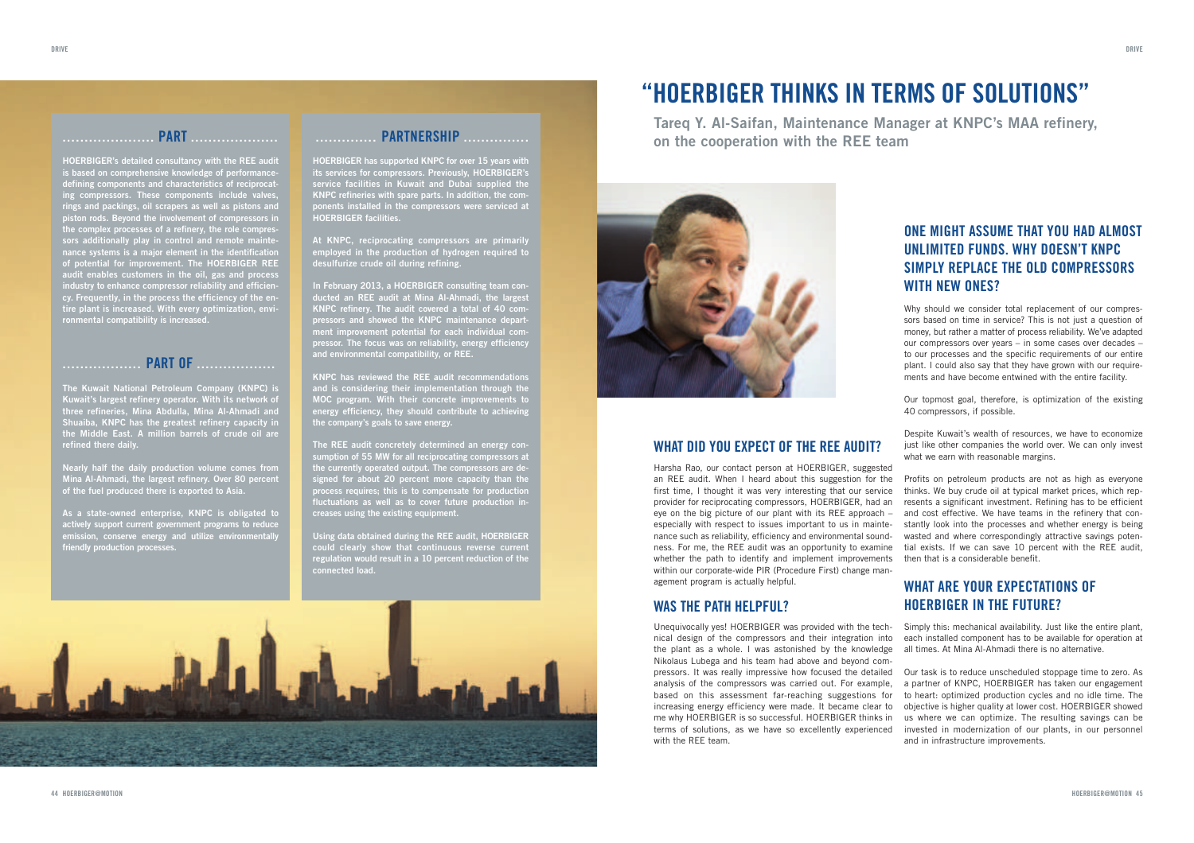## PART

HOERBIGER's detailed consultancy with the REE audit is based on comprehensive knowledge of performance-defining components and characteristics of reciprocating compressors. These components include valves, rings and packings, oil scrapers as well as pistons and piston rods. Beyond the involvement of compressors in the complex processes of a refinery, the role compressors additionally play in control and remote maintenance systems is a major element in the identification of potential for improvement. The HOERBIGER REE audit enables customers in the oil, gas and process industry to enhance compressor reliability and efficiency. Frequently, in the process the efficiency of the entire plant is increased. With every optimization, environmental compatibility is increased.

## PART OF

The Kuwait National Petroleum Company (KNPC) is Kuwait's largest refinery operator. With its network of three refineries, Mina Abdulla, Mina Al-Ahmadi and Shuaiba, KNPC has the greatest refinery capacity in the Middle East. A million barrels of crude oil are refined there daily.

Nearly half the daily production volume comes from Mina Al-Ahmadi, the largest refinery. Over 80 percent of the fuel produced there is exported to Asia.

As a state-owned enterprise, KNPC is obligated to actively support current government programs to reduce emission, conserve energy and utilize environmentally friendly production processes.

## PARTNERSHIP

HOERBIGER has supported KNPC for over 15 years with its services for compressors. Previously, HOERBIGER's service facilities in Kuwait and Dubai supplied the KNPC refineries with spare parts. In addition, the components installed in the compressors were serviced at HOERBIGER facilities.

At KNPC, reciprocating compressors are primarily employed in the production of hydrogen required to desulfurize crude oil during refining.

In February 2013, a HOERBIGER consulting team conducted an REE audit at Mina Al-Ahmadi, the largest KNPC refinery. The audit covered a total of 40 compressors and showed the KNPC maintenance department improvement potential for each individual compressor. The focus was on reliability, energy efficiency and environmental compatibility, or REE.

KNPC has reviewed the REE audit recommendations and is considering their implementation through the MOC program. With their concrete improvements to energy efficiency, they should contribute to achieving the company's goals to save energy.

The REE audit concretely determined an energy consumption of 55 MW for all reciprocating compressors at the currently operated output. The compressors are designed for about 20 percent more capacity than the process requires; this is to compensate for production fluctuations as well as to cover future production increases using the existing equipment.

Using data obtained during the REE audit, HOERBIGER could clearly show that continuous reverse current regulation would result in a 10 percent reduction of the connected load.

# "HOERBIGER THINKS IN TERMS OF SOLUTIONS"

**Tareq Y. Al-Saifan, Maintenance Manager at KNPC's MAA refinery, on the cooperation with the REE team**

## WHAT DID YOU EXPECT OF THE REE AUDIT?

Harsha Rao, our contact person at HOERBIGER, suggested an REE audit. When I heard about this suggestion for the first time, I thought it was very interesting that our service provider for reciprocating compressors, HOERBIGER, had an eye on the big picture of our plant with its REE approach – especially with respect to issues important to us in maintenance such as reliability, efficiency and environmental soundness. For me, the REE audit was an opportunity to examine whether the path to identify and implement improvements within our corporate-wide PIR (Procedure First) change management program is actually helpful.

## WAS THE PATH HELPFUL?

Unequivocally yes! HOERBIGER was provided with the technical design of the compressors and their integration into the plant as a whole. I was astonished by the knowledge Nikolaus Lubega and his team had above and beyond compressors. It was really impressive how focused the detailed analysis of the compressors was carried out. For example, based on this assessment far-reaching suggestions for increasing energy efficiency were made. It became clear to me why HOERBIGER is so successful. HOERBIGER thinks in terms of solutions, as we have so excellently experienced with the REE team.

## ONE MIGHT ASSUME THAT YOU HAD ALMOST UNLIMITED FUNDS. WHY DOESN'T KNPC SIMPLY REPLACE THE OLD COMPRESSORS WITH NEW ONES?

Why should we consider total replacement of our compressors based on time in service? This is not just a question of money, but rather a matter of process reliability. We've adapted our compressors over years – in some cases over decades – to our processes and the specific requirements of our entire plant. I could also say that they have grown with our requirements and have become entwined with the entire facility.

Our topmost goal, therefore, is optimization of the existing 40 compressors, if possible.

Despite Kuwait's wealth of resources, we have to economize just like other companies the world over. We can only invest what we earn with reasonable margins.

Profits on petroleum products are not as high as everyone thinks. We buy crude oil at typical market prices, which represents a significant investment. Refining has to be efficient and cost effective. We have teams in the refinery that constantly look into the processes and whether energy is being wasted and where correspondingly attractive savings potential exists. If we can save 10 percent with the REE audit, then that is a considerable benefit.

## WHAT ARE YOUR EXPECTATIONS OF HOERBIGER IN THE FUTURE?

Simply this: mechanical availability. Just like the entire plant, each installed component has to be available for operation at all times. At Mina Al-Ahmadi there is no alternative.

Our task is to reduce unscheduled stoppage time to zero. As a partner of KNPC, HOERBIGER has taken our engagement to heart: optimized production cycles and no idle time. The objective is higher quality at lower cost. HOERBIGER showed us where we can optimize. The resulting savings can be invested in modernization of our plants, in our personnel and in infrastructure improvements.